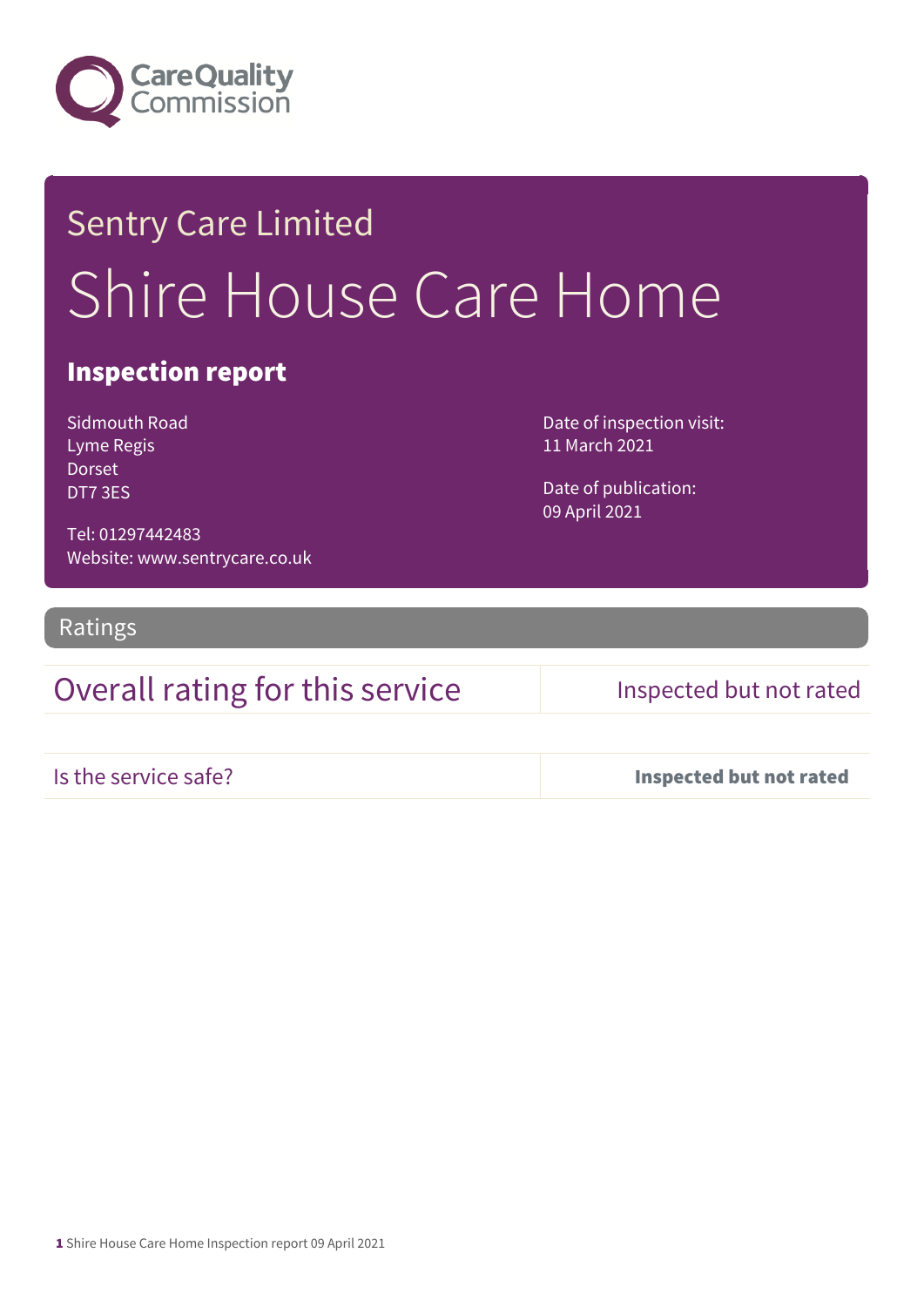Care Quality Commission

Sentry Care Limited

# Shire House Care Home

## Inspection report

Sidmouth Road
Lyme Regis
Dorset
DT7 3ES

Tel: 01297442483
Website: www.sentrycare.co.uk

Date of inspection visit:
11 March 2021

Date of publication:
09 April 2021

## Ratings

| Overall rating for this service | Inspected but not rated |
| --- | --- |
| Is the service safe? | **Inspected but not rated** |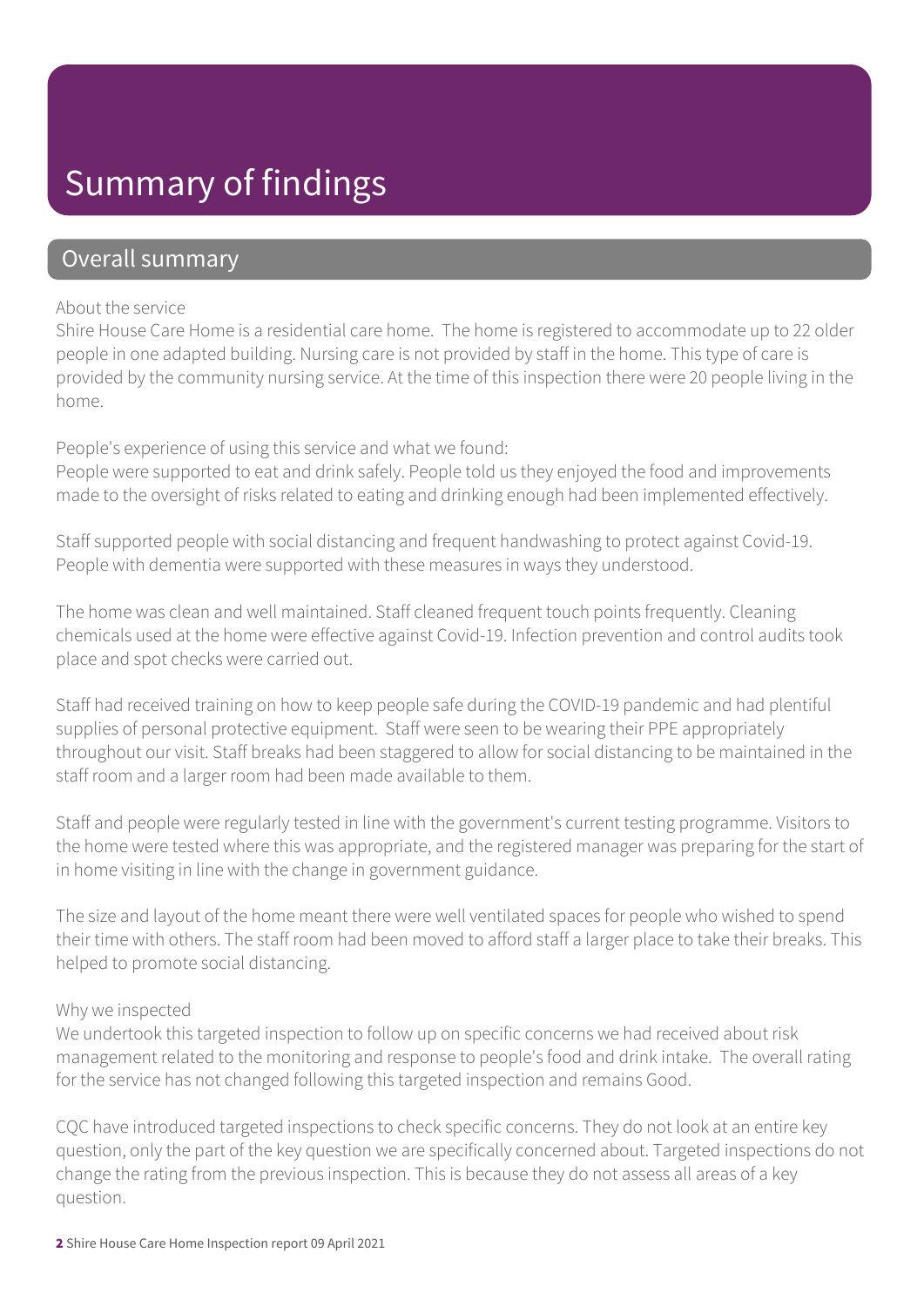# Summary of findings

## Overall summary

About the service

Shire House Care Home is a residential care home. The home is registered to accommodate up to 22 older people in one adapted building. Nursing care is not provided by staff in the home. This type of care is provided by the community nursing service. At the time of this inspection there were 20 people living in the home.

People's experience of using this service and what we found:

People were supported to eat and drink safely. People told us they enjoyed the food and improvements made to the oversight of risks related to eating and drinking enough had been implemented effectively.

Staff supported people with social distancing and frequent handwashing to protect against Covid-19. People with dementia were supported with these measures in ways they understood.

The home was clean and well maintained. Staff cleaned frequent touch points frequently. Cleaning chemicals used at the home were effective against Covid-19. Infection prevention and control audits took place and spot checks were carried out.

Staff had received training on how to keep people safe during the COVID-19 pandemic and had plentiful supplies of personal protective equipment. Staff were seen to be wearing their PPE appropriately throughout our visit. Staff breaks had been staggered to allow for social distancing to be maintained in the staff room and a larger room had been made available to them.

Staff and people were regularly tested in line with the government's current testing programme. Visitors to the home were tested where this was appropriate, and the registered manager was preparing for the start of in home visiting in line with the change in government guidance.

The size and layout of the home meant there were well ventilated spaces for people who wished to spend their time with others. The staff room had been moved to afford staff a larger place to take their breaks. This helped to promote social distancing.

Why we inspected

We undertook this targeted inspection to follow up on specific concerns we had received about risk management related to the monitoring and response to people's food and drink intake. The overall rating for the service has not changed following this targeted inspection and remains Good.

CQC have introduced targeted inspections to check specific concerns. They do not look at an entire key question, only the part of the key question we are specifically concerned about. Targeted inspections do not change the rating from the previous inspection. This is because they do not assess all areas of a key question.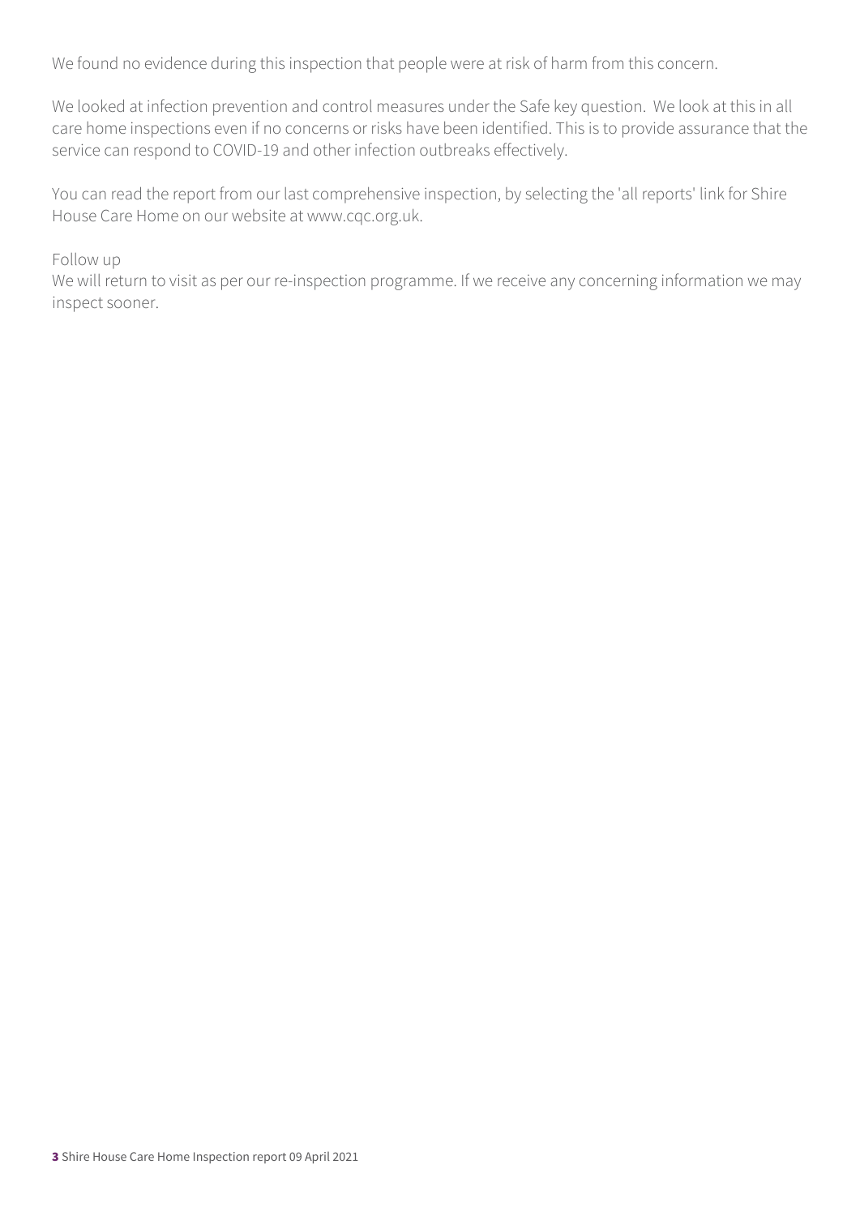We found no evidence during this inspection that people were at risk of harm from this concern.

We looked at infection prevention and control measures under the Safe key question. We look at this in all care home inspections even if no concerns or risks have been identified. This is to provide assurance that the service can respond to COVID-19 and other infection outbreaks effectively.

You can read the report from our last comprehensive inspection, by selecting the 'all reports' link for Shire House Care Home on our website at www.cqc.org.uk.

Follow up

We will return to visit as per our re-inspection programme. If we receive any concerning information we may inspect sooner.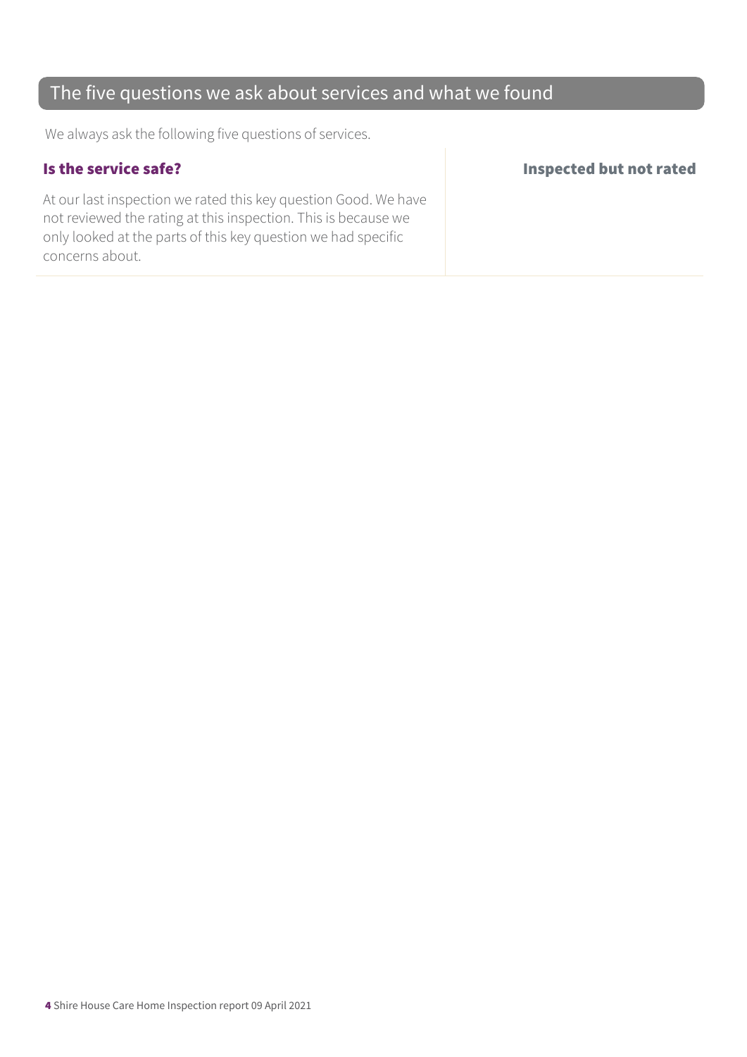## The five questions we ask about services and what we found

We always ask the following five questions of services.

### Is the service safe?

**Inspected but not rated**

At our last inspection we rated this key question Good. We have not reviewed the rating at this inspection. This is because we only looked at the parts of this key question we had specific concerns about.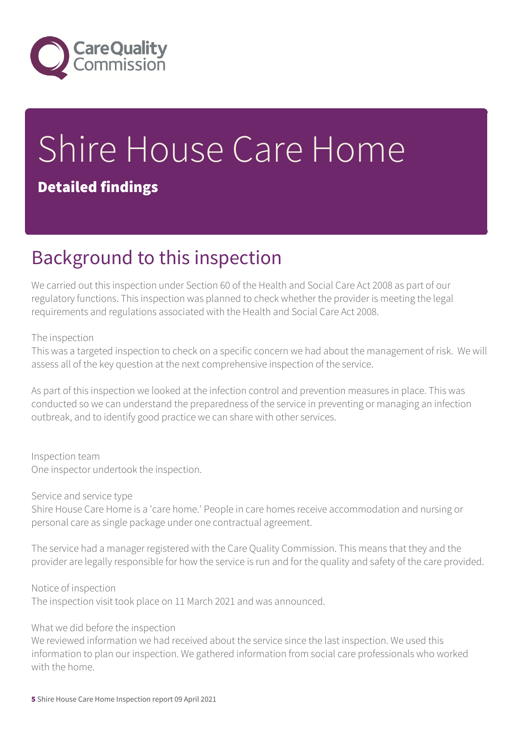# Shire House Care Home

**Detailed findings**

## Background to this inspection

We carried out this inspection under Section 60 of the Health and Social Care Act 2008 as part of our regulatory functions. This inspection was planned to check whether the provider is meeting the legal requirements and regulations associated with the Health and Social Care Act 2008.

The inspection
This was a targeted inspection to check on a specific concern we had about the management of risk. We will assess all of the key question at the next comprehensive inspection of the service.

As part of this inspection we looked at the infection control and prevention measures in place. This was conducted so we can understand the preparedness of the service in preventing or managing an infection outbreak, and to identify good practice we can share with other services.

Inspection team
One inspector undertook the inspection.

Service and service type
Shire House Care Home is a 'care home.' People in care homes receive accommodation and nursing or personal care as single package under one contractual agreement.

The service had a manager registered with the Care Quality Commission. This means that they and the provider are legally responsible for how the service is run and for the quality and safety of the care provided.

Notice of inspection
The inspection visit took place on 11 March 2021 and was announced.

What we did before the inspection
We reviewed information we had received about the service since the last inspection. We used this information to plan our inspection. We gathered information from social care professionals who worked with the home.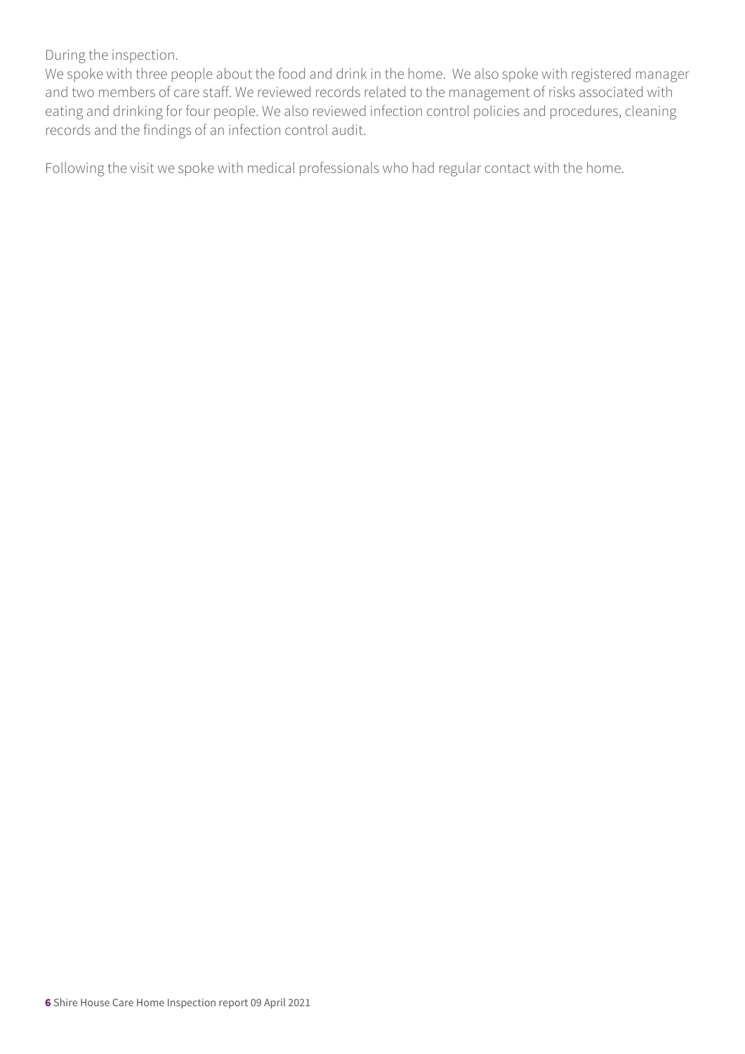During the inspection.

We spoke with three people about the food and drink in the home.  We also spoke with registered manager and two members of care staff. We reviewed records related to the management of risks associated with eating and drinking for four people. We also reviewed infection control policies and procedures, cleaning records and the findings of an infection control audit.

Following the visit we spoke with medical professionals who had regular contact with the home.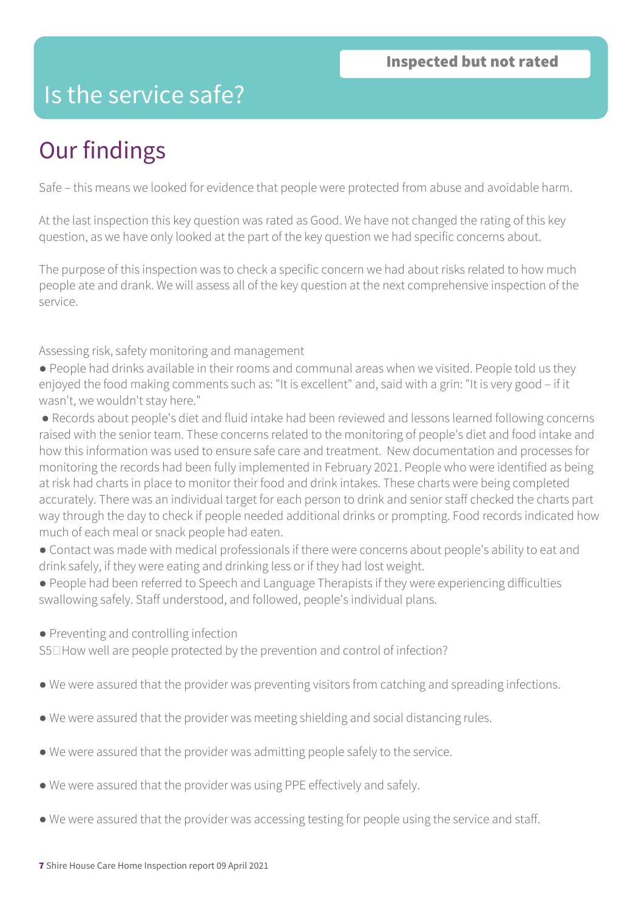Inspected but not rated

# Is the service safe?

## Our findings

Safe – this means we looked for evidence that people were protected from abuse and avoidable harm.

At the last inspection this key question was rated as Good. We have not changed the rating of this key question, as we have only looked at the part of the key question we had specific concerns about.

The purpose of this inspection was to check a specific concern we had about risks related to how much people ate and drank. We will assess all of the key question at the next comprehensive inspection of the service.

Assessing risk, safety monitoring and management

- People had drinks available in their rooms and communal areas when we visited. People told us they enjoyed the food making comments such as: "It is excellent" and, said with a grin: "It is very good – if it wasn't, we wouldn't stay here."
- Records about people's diet and fluid intake had been reviewed and lessons learned following concerns raised with the senior team. These concerns related to the monitoring of people's diet and food intake and how this information was used to ensure safe care and treatment. New documentation and processes for monitoring the records had been fully implemented in February 2021. People who were identified as being at risk had charts in place to monitor their food and drink intakes. These charts were being completed accurately. There was an individual target for each person to drink and senior staff checked the charts part way through the day to check if people needed additional drinks or prompting. Food records indicated how much of each meal or snack people had eaten.
- Contact was made with medical professionals if there were concerns about people's ability to eat and drink safely, if they were eating and drinking less or if they had lost weight.
- People had been referred to Speech and Language Therapists if they were experiencing difficulties swallowing safely. Staff understood, and followed, people's individual plans.

- Preventing and controlling infection

S5How well are people protected by the prevention and control of infection?

- We were assured that the provider was preventing visitors from catching and spreading infections.
- We were assured that the provider was meeting shielding and social distancing rules.
- We were assured that the provider was admitting people safely to the service.
- We were assured that the provider was using PPE effectively and safely.
- We were assured that the provider was accessing testing for people using the service and staff.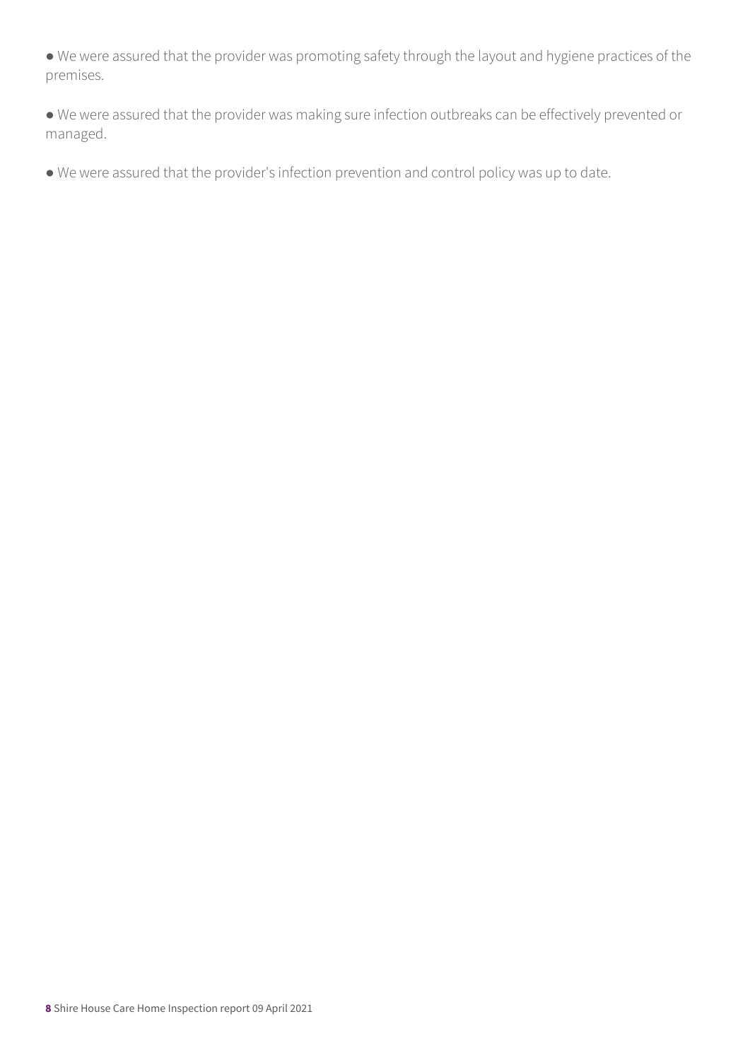- We were assured that the provider was promoting safety through the layout and hygiene practices of the premises.

- We were assured that the provider was making sure infection outbreaks can be effectively prevented or managed.

- We were assured that the provider's infection prevention and control policy was up to date.